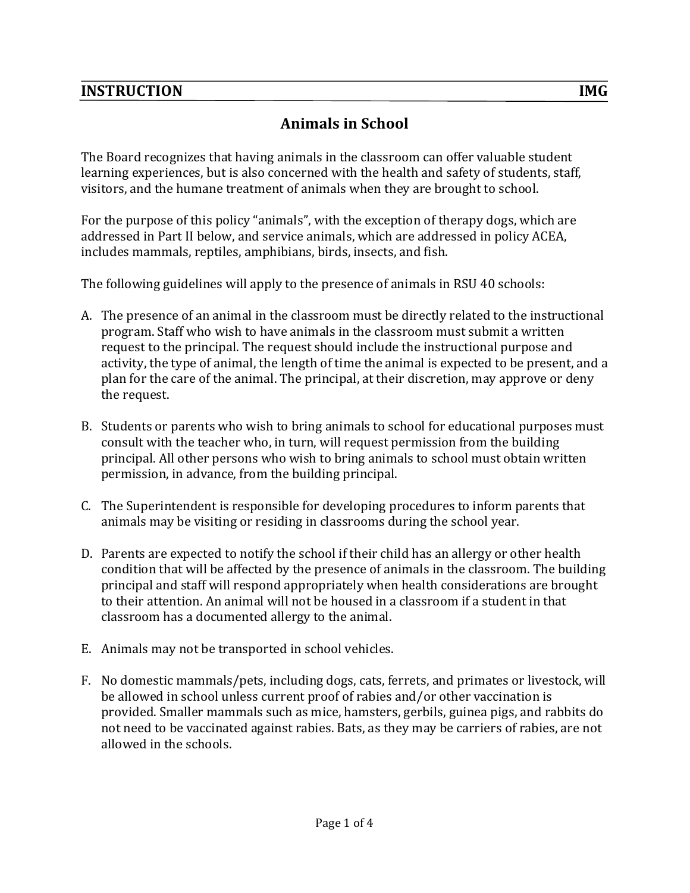**INSTRUCTION** **IMG**

# Animals in School

The Board recognizes that having animals in the classroom can offer valuable student learning experiences, but is also concerned with the health and safety of students, staff, visitors, and the humane treatment of animals when they are brought to school.

For the purpose of this policy "animals", with the exception of therapy dogs, which are addressed in Part II below, and service animals, which are addressed in policy ACEA, includes mammals, reptiles, amphibians, birds, insects, and fish.

The following guidelines will apply to the presence of animals in RSU 40 schools:

A. The presence of an animal in the classroom must be directly related to the instructional program. Staff who wish to have animals in the classroom must submit a written request to the principal. The request should include the instructional purpose and activity, the type of animal, the length of time the animal is expected to be present, and a plan for the care of the animal. The principal, at their discretion, may approve or deny the request.

B. Students or parents who wish to bring animals to school for educational purposes must consult with the teacher who, in turn, will request permission from the building principal. All other persons who wish to bring animals to school must obtain written permission, in advance, from the building principal.

C. The Superintendent is responsible for developing procedures to inform parents that animals may be visiting or residing in classrooms during the school year.

D. Parents are expected to notify the school if their child has an allergy or other health condition that will be affected by the presence of animals in the classroom. The building principal and staff will respond appropriately when health considerations are brought to their attention. An animal will not be housed in a classroom if a student in that classroom has a documented allergy to the animal.

E. Animals may not be transported in school vehicles.

F. No domestic mammals/pets, including dogs, cats, ferrets, and primates or livestock, will be allowed in school unless current proof of rabies and/or other vaccination is provided. Smaller mammals such as mice, hamsters, gerbils, guinea pigs, and rabbits do not need to be vaccinated against rabies. Bats, as they may be carriers of rabies, are not allowed in the schools.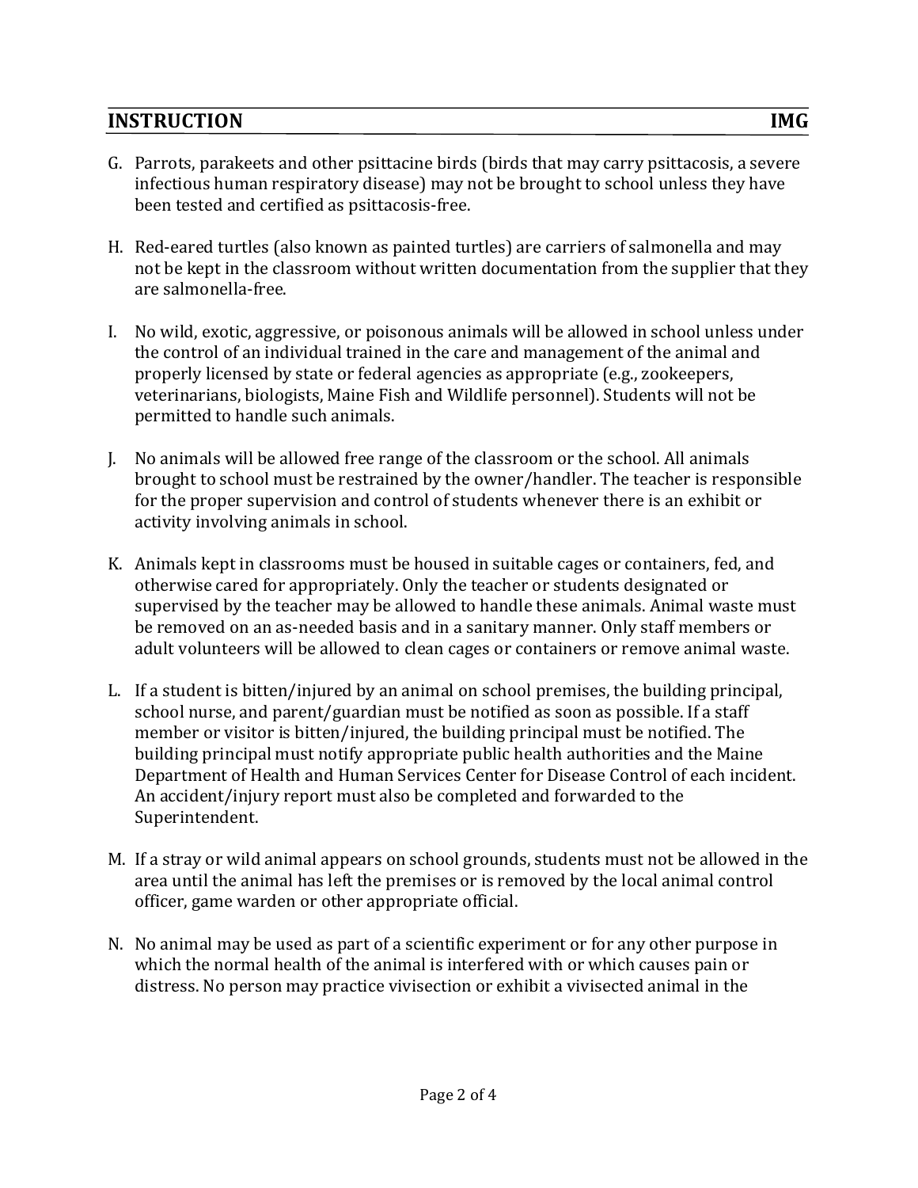G. Parrots, parakeets and other psittacine birds (birds that may carry psittacosis, a severe infectious human respiratory disease) may not be brought to school unless they have been tested and certified as psittacosis-free.

H. Red-eared turtles (also known as painted turtles) are carriers of salmonella and may not be kept in the classroom without written documentation from the supplier that they are salmonella-free.

I. No wild, exotic, aggressive, or poisonous animals will be allowed in school unless under the control of an individual trained in the care and management of the animal and properly licensed by state or federal agencies as appropriate (e.g., zookeepers, veterinarians, biologists, Maine Fish and Wildlife personnel). Students will not be permitted to handle such animals.

J. No animals will be allowed free range of the classroom or the school. All animals brought to school must be restrained by the owner/handler. The teacher is responsible for the proper supervision and control of students whenever there is an exhibit or activity involving animals in school.

K. Animals kept in classrooms must be housed in suitable cages or containers, fed, and otherwise cared for appropriately. Only the teacher or students designated or supervised by the teacher may be allowed to handle these animals. Animal waste must be removed on an as-needed basis and in a sanitary manner. Only staff members or adult volunteers will be allowed to clean cages or containers or remove animal waste.

L. If a student is bitten/injured by an animal on school premises, the building principal, school nurse, and parent/guardian must be notified as soon as possible. If a staff member or visitor is bitten/injured, the building principal must be notified. The building principal must notify appropriate public health authorities and the Maine Department of Health and Human Services Center for Disease Control of each incident. An accident/injury report must also be completed and forwarded to the Superintendent.

M. If a stray or wild animal appears on school grounds, students must not be allowed in the area until the animal has left the premises or is removed by the local animal control officer, game warden or other appropriate official.

N. No animal may be used as part of a scientific experiment or for any other purpose in which the normal health of the animal is interfered with or which causes pain or distress. No person may practice vivisection or exhibit a vivisected animal in the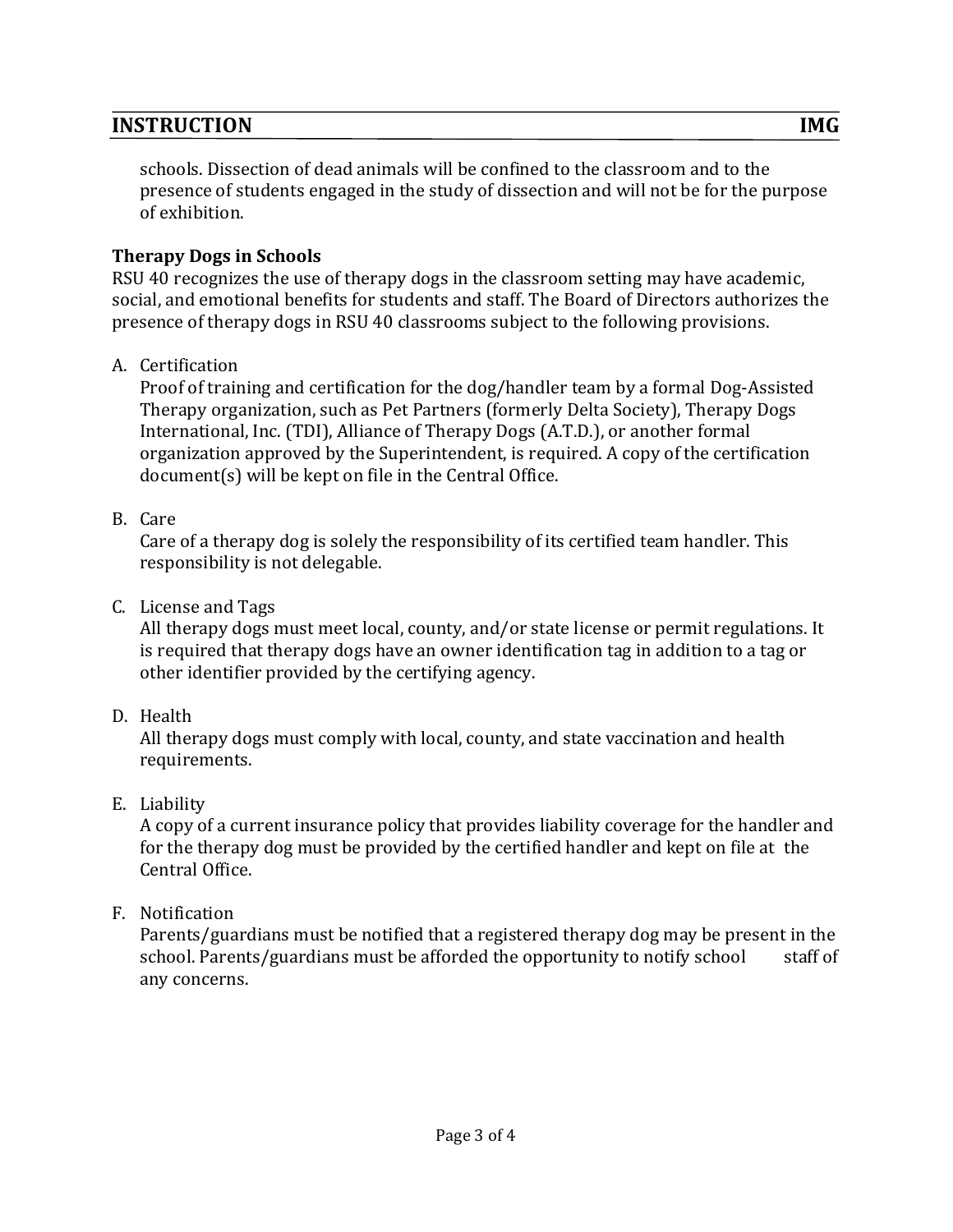schools. Dissection of dead animals will be confined to the classroom and to the presence of students engaged in the study of dissection and will not be for the purpose of exhibition.

**Therapy Dogs in Schools**

RSU 40 recognizes the use of therapy dogs in the classroom setting may have academic, social, and emotional benefits for students and staff. The Board of Directors authorizes the presence of therapy dogs in RSU 40 classrooms subject to the following provisions.

A. Certification

   Proof of training and certification for the dog/handler team by a formal Dog-Assisted Therapy organization, such as Pet Partners (formerly Delta Society), Therapy Dogs International, Inc. (TDI), Alliance of Therapy Dogs (A.T.D.), or another formal organization approved by the Superintendent, is required. A copy of the certification document(s) will be kept on file in the Central Office.

B. Care

   Care of a therapy dog is solely the responsibility of its certified team handler. This responsibility is not delegable.

C. License and Tags

   All therapy dogs must meet local, county, and/or state license or permit regulations. It is required that therapy dogs have an owner identification tag in addition to a tag or other identifier provided by the certifying agency.

D. Health

   All therapy dogs must comply with local, county, and state vaccination and health requirements.

E. Liability

   A copy of a current insurance policy that provides liability coverage for the handler and for the therapy dog must be provided by the certified handler and kept on file at the Central Office.

F. Notification

   Parents/guardians must be notified that a registered therapy dog may be present in the school. Parents/guardians must be afforded the opportunity to notify school staff of any concerns.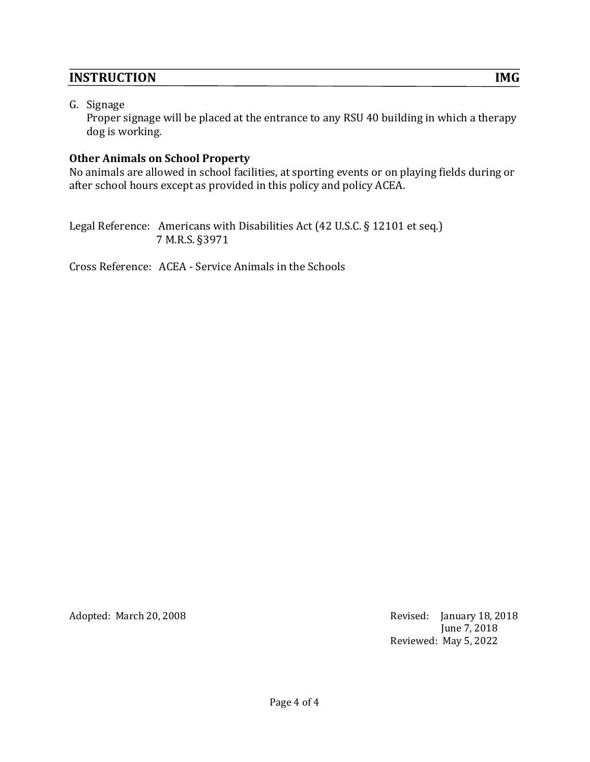G. Signage
   Proper signage will be placed at the entrance to any RSU 40 building in which a therapy dog is working.

**Other Animals on School Property**

No animals are allowed in school facilities, at sporting events or on playing fields during or after school hours except as provided in this policy and policy ACEA.

Legal Reference: Americans with Disabilities Act (42 U.S.C. § 12101 et seq.)
7 M.R.S. §3971

Cross Reference: ACEA - Service Animals in the Schools

Adopted: March 20, 2008

Revised: January 18, 2018
June 7, 2018
Reviewed: May 5, 2022